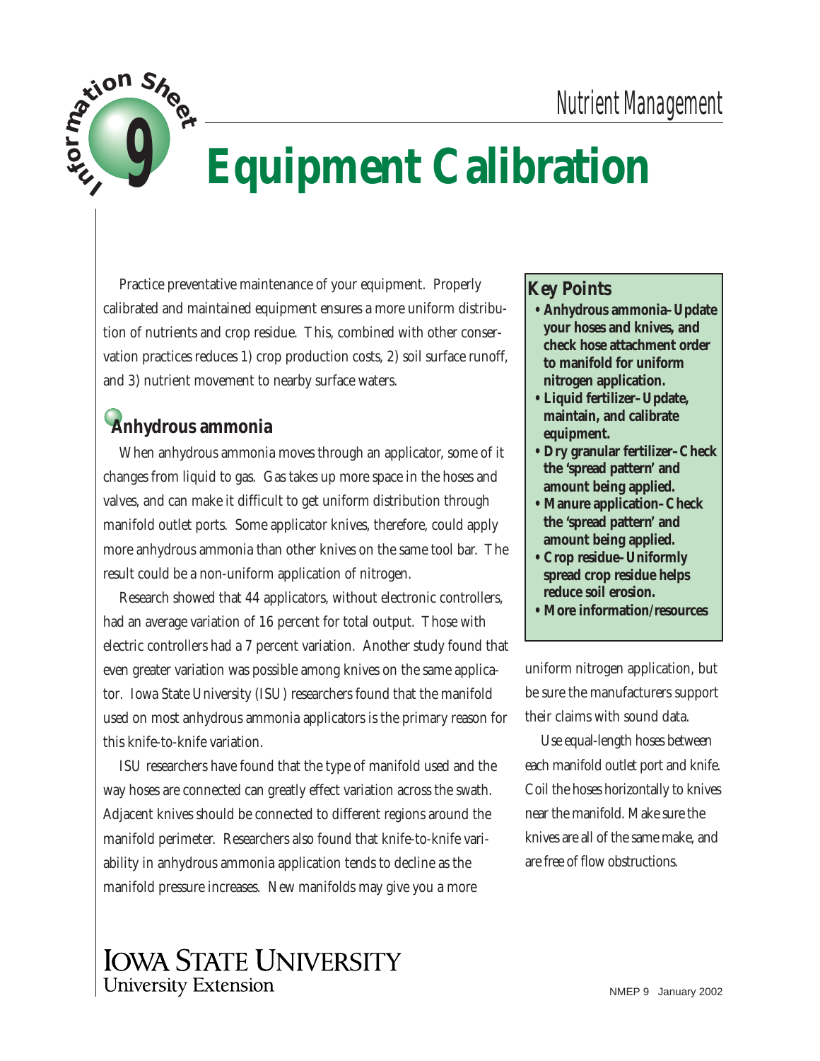Nutrient Management

# Information Sheet 9: Equipment Calibration

Practice preventative maintenance of your equipment. Properly calibrated and maintained equipment ensures a more uniform distribution of nutrients and crop residue. This, combined with other conservation practices reduces 1) crop production costs, 2) soil surface runoff, and 3) nutrient movement to nearby surface waters.

> **Key Points**
>
> - **Anhydrous ammonia–Update your hoses and knives, and check hose attachment order to manifold for uniform nitrogen application.**
> - **Liquid fertilizer–Update, maintain, and calibrate equipment.**
> - **Dry granular fertilizer–Check the 'spread pattern' and amount being applied.**
> - **Manure application–Check the 'spread pattern' and amount being applied.**
> - **Crop residue–Uniformly spread crop residue helps reduce soil erosion.**
> - **More information/resources**

## Anhydrous ammonia

When anhydrous ammonia moves through an applicator, some of it changes from liquid to gas. Gas takes up more space in the hoses and valves, and can make it difficult to get uniform distribution through manifold outlet ports. Some applicator knives, therefore, could apply more anhydrous ammonia than other knives on the same tool bar. The result could be a non-uniform application of nitrogen.

Research showed that 44 applicators, without electronic controllers, had an average variation of 16 percent for total output. Those with electric controllers had a 7 percent variation. Another study found that even greater variation was possible among knives on the same applicator. Iowa State University (ISU) researchers found that the manifold used on most anhydrous ammonia applicators is the primary reason for this knife-to-knife variation.

ISU researchers have found that the type of manifold used and the way hoses are connected can greatly effect variation across the swath. Adjacent knives should be connected to different regions around the manifold perimeter. Researchers also found that knife-to-knife variability in anhydrous ammonia application tends to decline as the manifold pressure increases. New manifolds may give you a more uniform nitrogen application, but be sure the manufacturers support their claims with sound data.

Use equal-length hoses between each manifold outlet port and knife. Coil the hoses horizontally to knives near the manifold. Make sure the knives are all of the same make, and are free of flow obstructions.

IOWA STATE UNIVERSITY
University Extension

NMEP 9 January 2002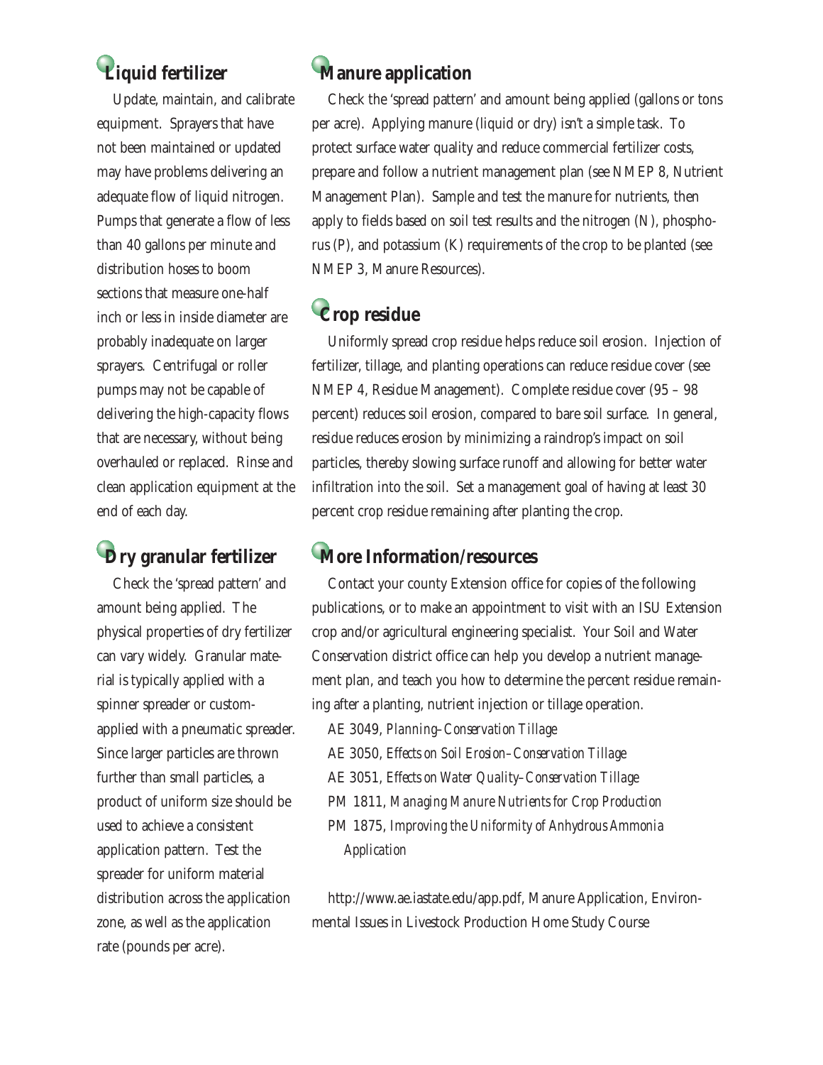## Liquid fertilizer

Update, maintain, and calibrate equipment. Sprayers that have not been maintained or updated may have problems delivering an adequate flow of liquid nitrogen. Pumps that generate a flow of less than 40 gallons per minute and distribution hoses to boom sections that measure one-half inch or less in inside diameter are probably inadequate on larger sprayers. Centrifugal or roller pumps may not be capable of delivering the high-capacity flows that are necessary, without being overhauled or replaced. Rinse and clean application equipment at the end of each day.

## Dry granular fertilizer

Check the 'spread pattern' and amount being applied. The physical properties of dry fertilizer can vary widely. Granular material is typically applied with a spinner spreader or custom-applied with a pneumatic spreader. Since larger particles are thrown further than small particles, a product of uniform size should be used to achieve a consistent application pattern. Test the spreader for uniform material distribution across the application zone, as well as the application rate (pounds per acre).

## Manure application

Check the 'spread pattern' and amount being applied (gallons or tons per acre). Applying manure (liquid or dry) isn't a simple task. To protect surface water quality and reduce commercial fertilizer costs, prepare and follow a nutrient management plan (see NMEP 8, Nutrient Management Plan). Sample and test the manure for nutrients, then apply to fields based on soil test results and the nitrogen (N), phosphorus (P), and potassium (K) requirements of the crop to be planted (see NMEP 3, Manure Resources).

## Crop residue

Uniformly spread crop residue helps reduce soil erosion. Injection of fertilizer, tillage, and planting operations can reduce residue cover (see NMEP 4, Residue Management). Complete residue cover (95 – 98 percent) reduces soil erosion, compared to bare soil surface. In general, residue reduces erosion by minimizing a raindrop's impact on soil particles, thereby slowing surface runoff and allowing for better water infiltration into the soil. Set a management goal of having at least 30 percent crop residue remaining after planting the crop.

## More Information/resources

Contact your county Extension office for copies of the following publications, or to make an appointment to visit with an ISU Extension crop and/or agricultural engineering specialist. Your Soil and Water Conservation district office can help you develop a nutrient management plan, and teach you how to determine the percent residue remaining after a planting, nutrient injection or tillage operation.

AE 3049, *Planning–Conservation Tillage*

AE 3050, *Effects on Soil Erosion–Conservation Tillage*

AE 3051, *Effects on Water Quality–Conservation Tillage*

PM 1811, *Managing Manure Nutrients for Crop Production*

PM 1875, *Improving the Uniformity of Anhydrous Ammonia Application*

http://www.ae.iastate.edu/app.pdf, Manure Application, Environmental Issues in Livestock Production Home Study Course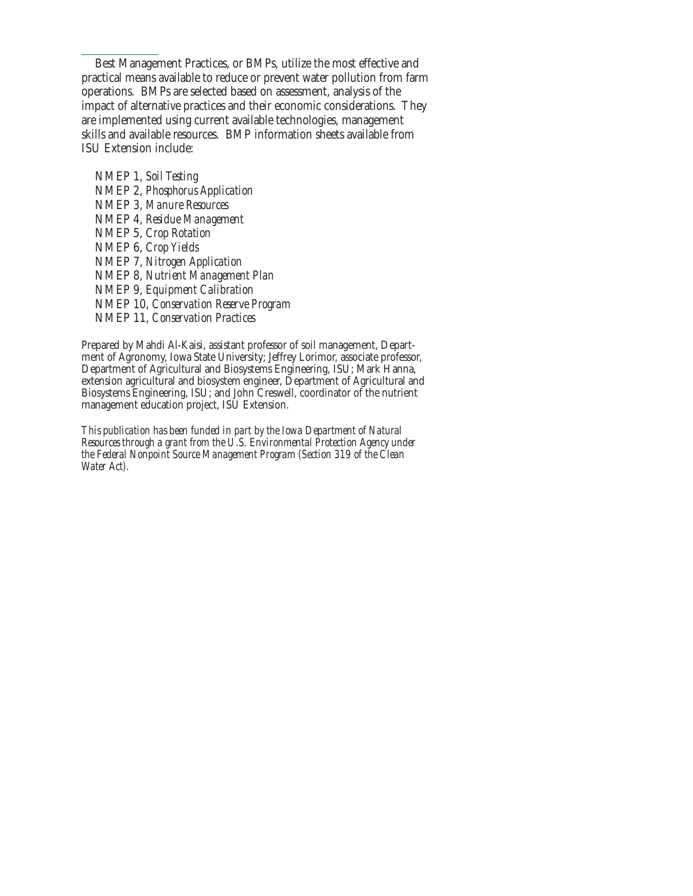Best Management Practices, or BMPs, utilize the most effective and practical means available to reduce or prevent water pollution from farm operations. BMPs are selected based on assessment, analysis of the impact of alternative practices and their economic considerations. They are implemented using current available technologies, management skills and available resources. BMP information sheets available from ISU Extension include:

NMEP 1, *Soil Testing*
NMEP 2, *Phosphorus Application*
NMEP 3, *Manure Resources*
NMEP 4, *Residue Management*
NMEP 5, *Crop Rotation*
NMEP 6, *Crop Yields*
NMEP 7, *Nitrogen Application*
NMEP 8, *Nutrient Management Plan*
NMEP 9, *Equipment Calibration*
NMEP 10, *Conservation Reserve Program*
NMEP 11, *Conservation Practices*

Prepared by Mahdi Al-Kaisi, assistant professor of soil management, Department of Agronomy, Iowa State University; Jeffrey Lorimor, associate professor, Department of Agricultural and Biosystems Engineering, ISU; Mark Hanna, extension agricultural and biosystem engineer, Department of Agricultural and Biosystems Engineering, ISU; and John Creswell, coordinator of the nutrient management education project, ISU Extension.

*This publication has been funded in part by the Iowa Department of Natural Resources through a grant from the U.S. Environmental Protection Agency under the Federal Nonpoint Source Management Program (Section 319 of the Clean Water Act).*